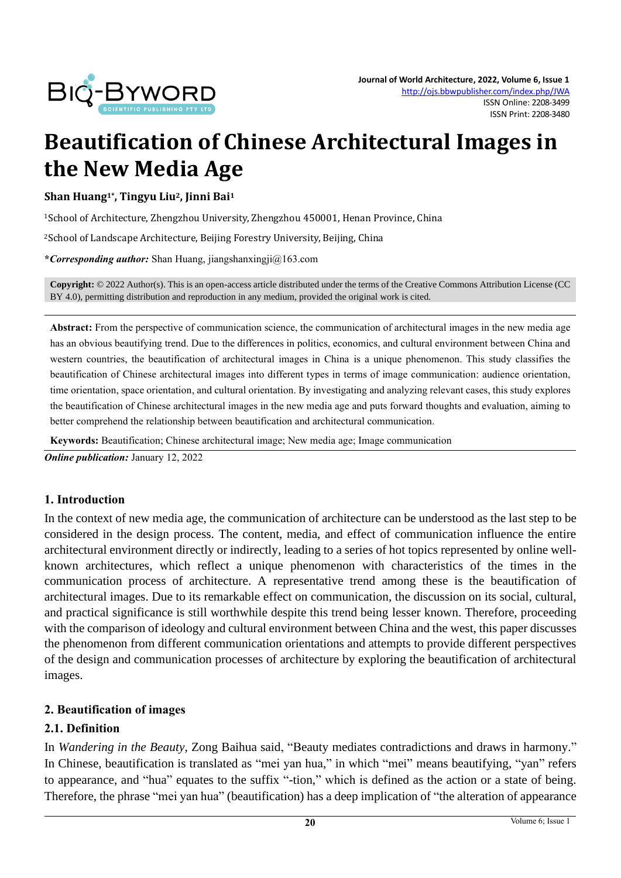# Beautification of Chinese Architectural Images in the New Media Age

**Shan Huang[1*], Tingyu Liu[2], Jinni Bai[1]**

[1]School of Architecture, Zhengzhou University, Zhengzhou 450001, Henan Province, China

[2]School of Landscape Architecture, Beijing Forestry University, Beijing, China

***Corresponding author:*** Shan Huang, jiangshanxingji@163.com

**Copyright:** © 2022 Author(s). This is an open-access article distributed under the terms of the Creative Commons Attribution License (CC BY 4.0), permitting distribution and reproduction in any medium, provided the original work is cited.

**Abstract:** From the perspective of communication science, the communication of architectural images in the new media age has an obvious beautifying trend. Due to the differences in politics, economics, and cultural environment between China and western countries, the beautification of architectural images in China is a unique phenomenon. This study classifies the beautification of Chinese architectural images into different types in terms of image communication: audience orientation, time orientation, space orientation, and cultural orientation. By investigating and analyzing relevant cases, this study explores the beautification of Chinese architectural images in the new media age and puts forward thoughts and evaluation, aiming to better comprehend the relationship between beautification and architectural communication.

**Keywords:** Beautification; Chinese architectural image; New media age; Image communication

***Online publication:*** January 12, 2022

## 1. Introduction

In the context of new media age, the communication of architecture can be understood as the last step to be considered in the design process. The content, media, and effect of communication influence the entire architectural environment directly or indirectly, leading to a series of hot topics represented by online well-known architectures, which reflect a unique phenomenon with characteristics of the times in the communication process of architecture. A representative trend among these is the beautification of architectural images. Due to its remarkable effect on communication, the discussion on its social, cultural, and practical significance is still worthwhile despite this trend being lesser known. Therefore, proceeding with the comparison of ideology and cultural environment between China and the west, this paper discusses the phenomenon from different communication orientations and attempts to provide different perspectives of the design and communication processes of architecture by exploring the beautification of architectural images.

## 2. Beautification of images

### 2.1. Definition

In *Wandering in the Beauty*, Zong Baihua said, "Beauty mediates contradictions and draws in harmony." In Chinese, beautification is translated as "mei yan hua," in which "mei" means beautifying, "yan" refers to appearance, and "hua" equates to the suffix "-tion," which is defined as the action or a state of being. Therefore, the phrase "mei yan hua" (beautification) has a deep implication of "the alteration of appearance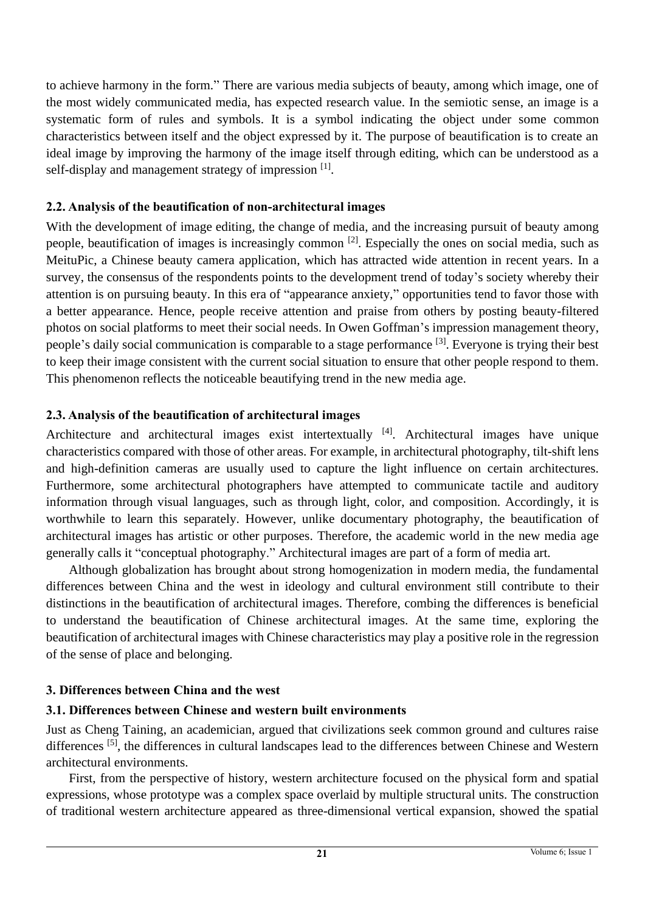to achieve harmony in the form." There are various media subjects of beauty, among which image, one of the most widely communicated media, has expected research value. In the semiotic sense, an image is a systematic form of rules and symbols. It is a symbol indicating the object under some common characteristics between itself and the object expressed by it. The purpose of beautification is to create an ideal image by improving the harmony of the image itself through editing, which can be understood as a self-display and management strategy of impression [1].

### 2.2. Analysis of the beautification of non-architectural images

With the development of image editing, the change of media, and the increasing pursuit of beauty among people, beautification of images is increasingly common [2]. Especially the ones on social media, such as MeituPic, a Chinese beauty camera application, which has attracted wide attention in recent years. In a survey, the consensus of the respondents points to the development trend of today's society whereby their attention is on pursuing beauty. In this era of "appearance anxiety," opportunities tend to favor those with a better appearance. Hence, people receive attention and praise from others by posting beauty-filtered photos on social platforms to meet their social needs. In Owen Goffman's impression management theory, people's daily social communication is comparable to a stage performance [3]. Everyone is trying their best to keep their image consistent with the current social situation to ensure that other people respond to them. This phenomenon reflects the noticeable beautifying trend in the new media age.

### 2.3. Analysis of the beautification of architectural images

Architecture and architectural images exist intertextually [4]. Architectural images have unique characteristics compared with those of other areas. For example, in architectural photography, tilt-shift lens and high-definition cameras are usually used to capture the light influence on certain architectures. Furthermore, some architectural photographers have attempted to communicate tactile and auditory information through visual languages, such as through light, color, and composition. Accordingly, it is worthwhile to learn this separately. However, unlike documentary photography, the beautification of architectural images has artistic or other purposes. Therefore, the academic world in the new media age generally calls it "conceptual photography." Architectural images are part of a form of media art.

Although globalization has brought about strong homogenization in modern media, the fundamental differences between China and the west in ideology and cultural environment still contribute to their distinctions in the beautification of architectural images. Therefore, combing the differences is beneficial to understand the beautification of Chinese architectural images. At the same time, exploring the beautification of architectural images with Chinese characteristics may play a positive role in the regression of the sense of place and belonging.

## 3. Differences between China and the west

### 3.1. Differences between Chinese and western built environments

Just as Cheng Taining, an academician, argued that civilizations seek common ground and cultures raise differences [5], the differences in cultural landscapes lead to the differences between Chinese and Western architectural environments.

First, from the perspective of history, western architecture focused on the physical form and spatial expressions, whose prototype was a complex space overlaid by multiple structural units. The construction of traditional western architecture appeared as three-dimensional vertical expansion, showed the spatial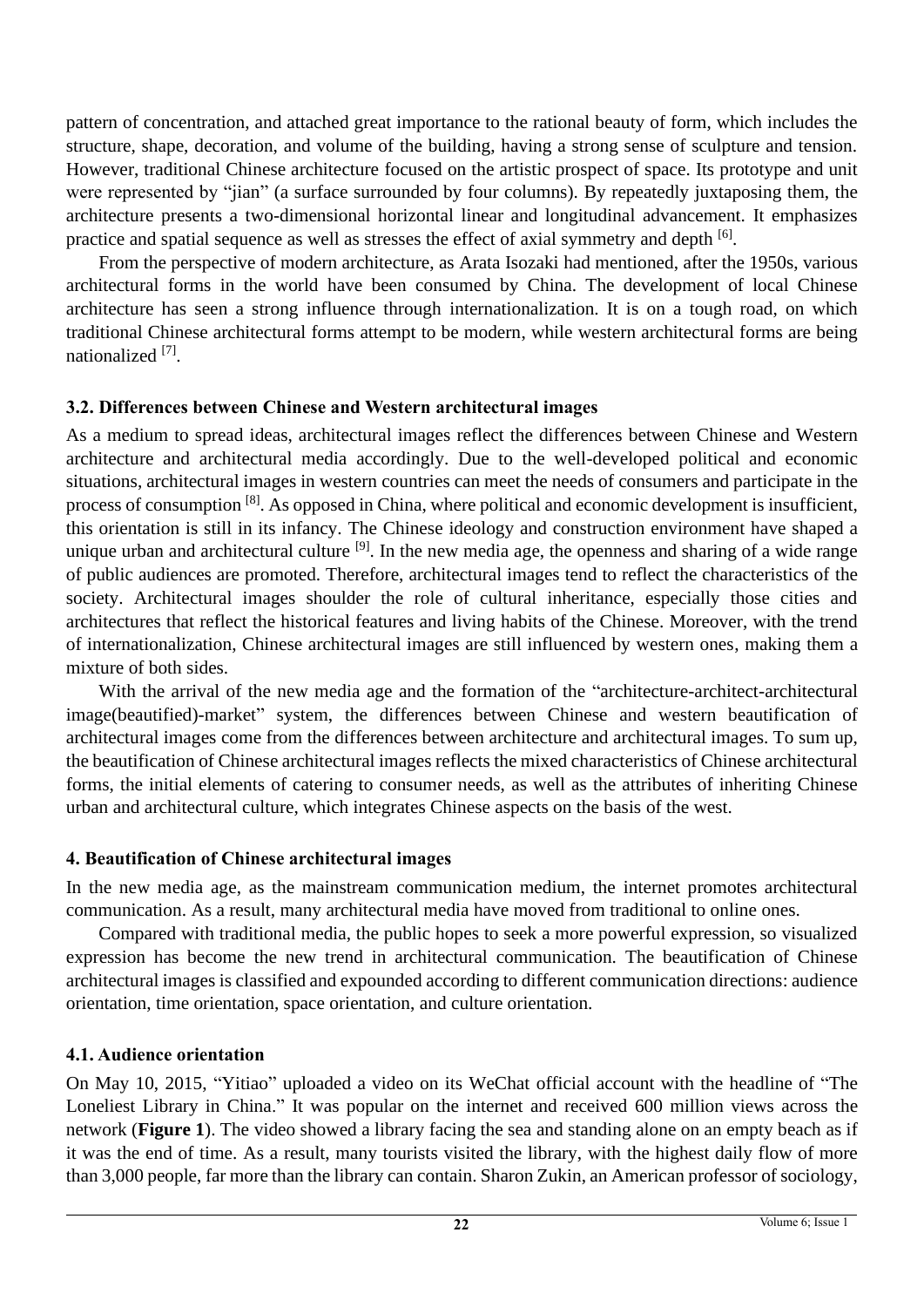pattern of concentration, and attached great importance to the rational beauty of form, which includes the structure, shape, decoration, and volume of the building, having a strong sense of sculpture and tension. However, traditional Chinese architecture focused on the artistic prospect of space. Its prototype and unit were represented by "jian" (a surface surrounded by four columns). By repeatedly juxtaposing them, the architecture presents a two-dimensional horizontal linear and longitudinal advancement. It emphasizes practice and spatial sequence as well as stresses the effect of axial symmetry and depth [6].

From the perspective of modern architecture, as Arata Isozaki had mentioned, after the 1950s, various architectural forms in the world have been consumed by China. The development of local Chinese architecture has seen a strong influence through internationalization. It is on a tough road, on which traditional Chinese architectural forms attempt to be modern, while western architectural forms are being nationalized [7].

### 3.2. Differences between Chinese and Western architectural images

As a medium to spread ideas, architectural images reflect the differences between Chinese and Western architecture and architectural media accordingly. Due to the well-developed political and economic situations, architectural images in western countries can meet the needs of consumers and participate in the process of consumption [8]. As opposed in China, where political and economic development is insufficient, this orientation is still in its infancy. The Chinese ideology and construction environment have shaped a unique urban and architectural culture [9]. In the new media age, the openness and sharing of a wide range of public audiences are promoted. Therefore, architectural images tend to reflect the characteristics of the society. Architectural images shoulder the role of cultural inheritance, especially those cities and architectures that reflect the historical features and living habits of the Chinese. Moreover, with the trend of internationalization, Chinese architectural images are still influenced by western ones, making them a mixture of both sides.

With the arrival of the new media age and the formation of the "architecture-architect-architectural image(beautified)-market" system, the differences between Chinese and western beautification of architectural images come from the differences between architecture and architectural images. To sum up, the beautification of Chinese architectural images reflects the mixed characteristics of Chinese architectural forms, the initial elements of catering to consumer needs, as well as the attributes of inheriting Chinese urban and architectural culture, which integrates Chinese aspects on the basis of the west.

## 4. Beautification of Chinese architectural images

In the new media age, as the mainstream communication medium, the internet promotes architectural communication. As a result, many architectural media have moved from traditional to online ones.

Compared with traditional media, the public hopes to seek a more powerful expression, so visualized expression has become the new trend in architectural communication. The beautification of Chinese architectural images is classified and expounded according to different communication directions: audience orientation, time orientation, space orientation, and culture orientation.

### 4.1. Audience orientation

On May 10, 2015, "Yitiao" uploaded a video on its WeChat official account with the headline of "The Loneliest Library in China." It was popular on the internet and received 600 million views across the network (**Figure 1**). The video showed a library facing the sea and standing alone on an empty beach as if it was the end of time. As a result, many tourists visited the library, with the highest daily flow of more than 3,000 people, far more than the library can contain. Sharon Zukin, an American professor of sociology,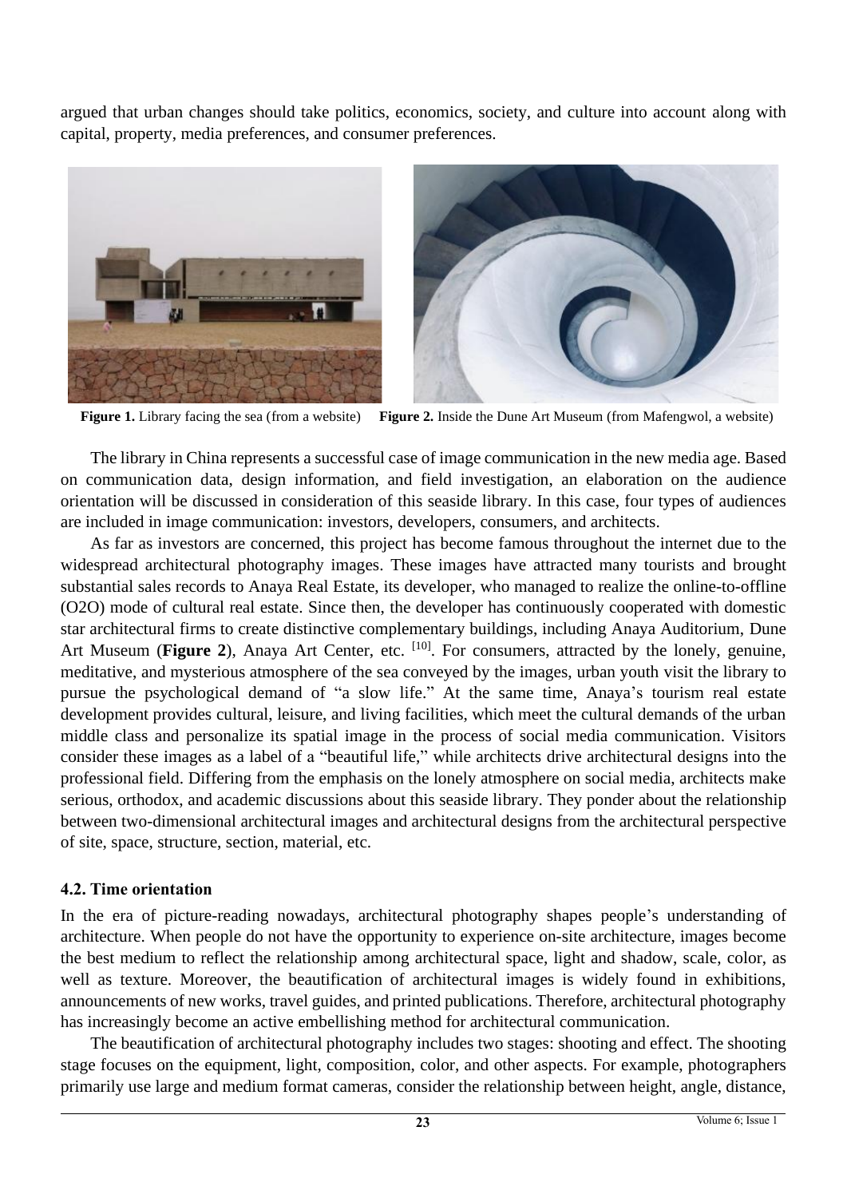argued that urban changes should take politics, economics, society, and culture into account along with capital, property, media preferences, and consumer preferences.

**Figure 1.** Library facing the sea (from a website) **Figure 2.** Inside the Dune Art Museum (from Mafengwol, a website)

The library in China represents a successful case of image communication in the new media age. Based on communication data, design information, and field investigation, an elaboration on the audience orientation will be discussed in consideration of this seaside library. In this case, four types of audiences are included in image communication: investors, developers, consumers, and architects.

As far as investors are concerned, this project has become famous throughout the internet due to the widespread architectural photography images. These images have attracted many tourists and brought substantial sales records to Anaya Real Estate, its developer, who managed to realize the online-to-offline (O2O) mode of cultural real estate. Since then, the developer has continuously cooperated with domestic star architectural firms to create distinctive complementary buildings, including Anaya Auditorium, Dune Art Museum (**Figure 2**), Anaya Art Center, etc. [10]. For consumers, attracted by the lonely, genuine, meditative, and mysterious atmosphere of the sea conveyed by the images, urban youth visit the library to pursue the psychological demand of "a slow life." At the same time, Anaya's tourism real estate development provides cultural, leisure, and living facilities, which meet the cultural demands of the urban middle class and personalize its spatial image in the process of social media communication. Visitors consider these images as a label of a "beautiful life," while architects drive architectural designs into the professional field. Differing from the emphasis on the lonely atmosphere on social media, architects make serious, orthodox, and academic discussions about this seaside library. They ponder about the relationship between two-dimensional architectural images and architectural designs from the architectural perspective of site, space, structure, section, material, etc.

### 4.2. Time orientation

In the era of picture-reading nowadays, architectural photography shapes people's understanding of architecture. When people do not have the opportunity to experience on-site architecture, images become the best medium to reflect the relationship among architectural space, light and shadow, scale, color, as well as texture. Moreover, the beautification of architectural images is widely found in exhibitions, announcements of new works, travel guides, and printed publications. Therefore, architectural photography has increasingly become an active embellishing method for architectural communication.

The beautification of architectural photography includes two stages: shooting and effect. The shooting stage focuses on the equipment, light, composition, color, and other aspects. For example, photographers primarily use large and medium format cameras, consider the relationship between height, angle, distance,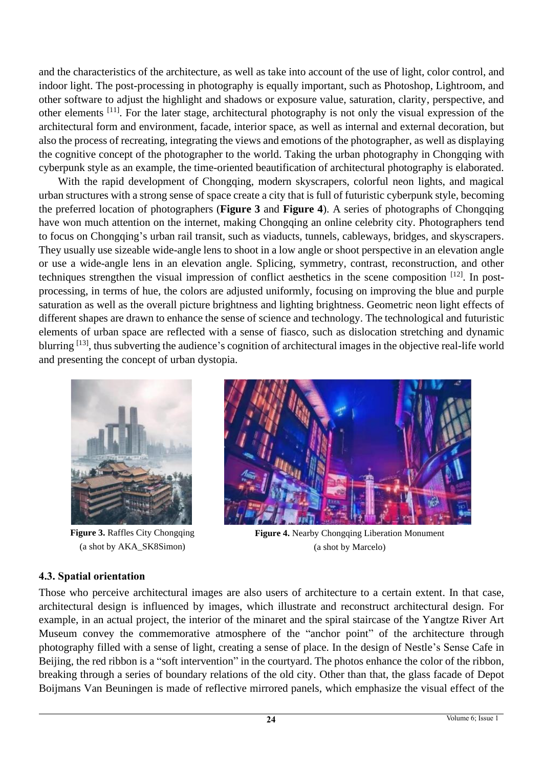and the characteristics of the architecture, as well as take into account of the use of light, color control, and indoor light. The post-processing in photography is equally important, such as Photoshop, Lightroom, and other software to adjust the highlight and shadows or exposure value, saturation, clarity, perspective, and other elements [11]. For the later stage, architectural photography is not only the visual expression of the architectural form and environment, facade, interior space, as well as internal and external decoration, but also the process of recreating, integrating the views and emotions of the photographer, as well as displaying the cognitive concept of the photographer to the world. Taking the urban photography in Chongqing with cyberpunk style as an example, the time-oriented beautification of architectural photography is elaborated.

With the rapid development of Chongqing, modern skyscrapers, colorful neon lights, and magical urban structures with a strong sense of space create a city that is full of futuristic cyberpunk style, becoming the preferred location of photographers (**Figure 3** and **Figure 4**). A series of photographs of Chongqing have won much attention on the internet, making Chongqing an online celebrity city. Photographers tend to focus on Chongqing's urban rail transit, such as viaducts, tunnels, cableways, bridges, and skyscrapers. They usually use sizeable wide-angle lens to shoot in a low angle or shoot perspective in an elevation angle or use a wide-angle lens in an elevation angle. Splicing, symmetry, contrast, reconstruction, and other techniques strengthen the visual impression of conflict aesthetics in the scene composition [12]. In post-processing, in terms of hue, the colors are adjusted uniformly, focusing on improving the blue and purple saturation as well as the overall picture brightness and lighting brightness. Geometric neon light effects of different shapes are drawn to enhance the sense of science and technology. The technological and futuristic elements of urban space are reflected with a sense of fiasco, such as dislocation stretching and dynamic blurring [13], thus subverting the audience's cognition of architectural images in the objective real-life world and presenting the concept of urban dystopia.

**Figure 3.** Raffles City Chongqing (a shot by AKA_SK8Simon)

**Figure 4.** Nearby Chongqing Liberation Monument (a shot by Marcelo)

### 4.3. Spatial orientation

Those who perceive architectural images are also users of architecture to a certain extent. In that case, architectural design is influenced by images, which illustrate and reconstruct architectural design. For example, in an actual project, the interior of the minaret and the spiral staircase of the Yangtze River Art Museum convey the commemorative atmosphere of the "anchor point" of the architecture through photography filled with a sense of light, creating a sense of place. In the design of Nestle's Sense Cafe in Beijing, the red ribbon is a "soft intervention" in the courtyard. The photos enhance the color of the ribbon, breaking through a series of boundary relations of the old city. Other than that, the glass facade of Depot Boijmans Van Beuningen is made of reflective mirrored panels, which emphasize the visual effect of the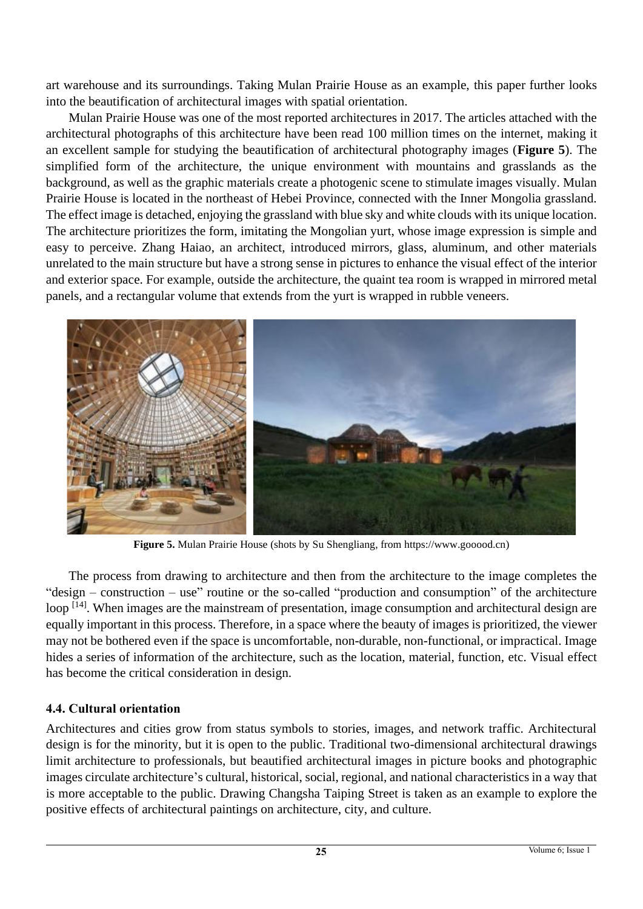art warehouse and its surroundings. Taking Mulan Prairie House as an example, this paper further looks into the beautification of architectural images with spatial orientation.

Mulan Prairie House was one of the most reported architectures in 2017. The articles attached with the architectural photographs of this architecture have been read 100 million times on the internet, making it an excellent sample for studying the beautification of architectural photography images (**Figure 5**). The simplified form of the architecture, the unique environment with mountains and grasslands as the background, as well as the graphic materials create a photogenic scene to stimulate images visually. Mulan Prairie House is located in the northeast of Hebei Province, connected with the Inner Mongolia grassland. The effect image is detached, enjoying the grassland with blue sky and white clouds with its unique location. The architecture prioritizes the form, imitating the Mongolian yurt, whose image expression is simple and easy to perceive. Zhang Haiao, an architect, introduced mirrors, glass, aluminum, and other materials unrelated to the main structure but have a strong sense in pictures to enhance the visual effect of the interior and exterior space. For example, outside the architecture, the quaint tea room is wrapped in mirrored metal panels, and a rectangular volume that extends from the yurt is wrapped in rubble veneers.

**Figure 5.** Mulan Prairie House (shots by Su Shengliang, from https://www.gooood.cn)

The process from drawing to architecture and then from the architecture to the image completes the "design – construction – use" routine or the so-called "production and consumption" of the architecture loop [14]. When images are the mainstream of presentation, image consumption and architectural design are equally important in this process. Therefore, in a space where the beauty of images is prioritized, the viewer may not be bothered even if the space is uncomfortable, non-durable, non-functional, or impractical. Image hides a series of information of the architecture, such as the location, material, function, etc. Visual effect has become the critical consideration in design.

### 4.4. Cultural orientation

Architectures and cities grow from status symbols to stories, images, and network traffic. Architectural design is for the minority, but it is open to the public. Traditional two-dimensional architectural drawings limit architecture to professionals, but beautified architectural images in picture books and photographic images circulate architecture's cultural, historical, social, regional, and national characteristics in a way that is more acceptable to the public. Drawing Changsha Taiping Street is taken as an example to explore the positive effects of architectural paintings on architecture, city, and culture.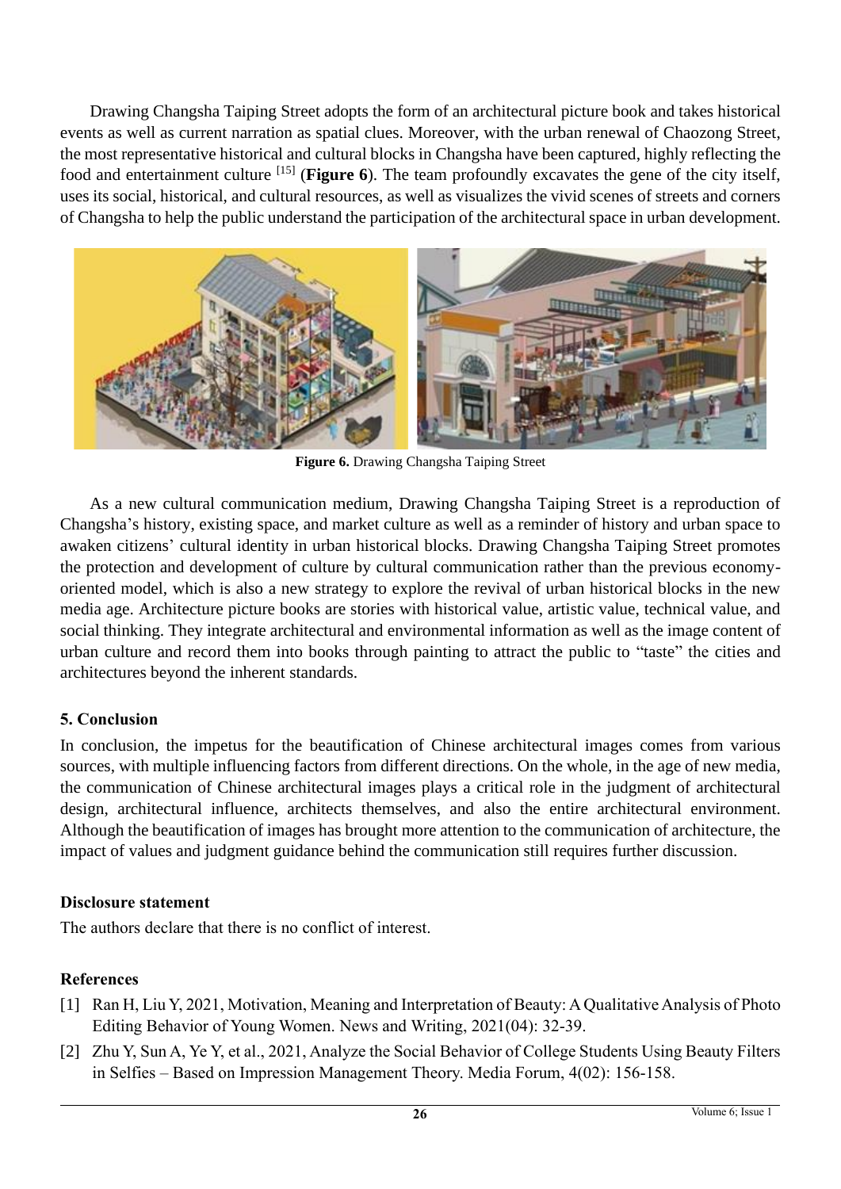Drawing Changsha Taiping Street adopts the form of an architectural picture book and takes historical events as well as current narration as spatial clues. Moreover, with the urban renewal of Chaozong Street, the most representative historical and cultural blocks in Changsha have been captured, highly reflecting the food and entertainment culture [15] (**Figure 6**). The team profoundly excavates the gene of the city itself, uses its social, historical, and cultural resources, as well as visualizes the vivid scenes of streets and corners of Changsha to help the public understand the participation of the architectural space in urban development.

**Figure 6.** Drawing Changsha Taiping Street

As a new cultural communication medium, Drawing Changsha Taiping Street is a reproduction of Changsha's history, existing space, and market culture as well as a reminder of history and urban space to awaken citizens' cultural identity in urban historical blocks. Drawing Changsha Taiping Street promotes the protection and development of culture by cultural communication rather than the previous economy-oriented model, which is also a new strategy to explore the revival of urban historical blocks in the new media age. Architecture picture books are stories with historical value, artistic value, technical value, and social thinking. They integrate architectural and environmental information as well as the image content of urban culture and record them into books through painting to attract the public to "taste" the cities and architectures beyond the inherent standards.

## 5. Conclusion

In conclusion, the impetus for the beautification of Chinese architectural images comes from various sources, with multiple influencing factors from different directions. On the whole, in the age of new media, the communication of Chinese architectural images plays a critical role in the judgment of architectural design, architectural influence, architects themselves, and also the entire architectural environment. Although the beautification of images has brought more attention to the communication of architecture, the impact of values and judgment guidance behind the communication still requires further discussion.

## Disclosure statement

The authors declare that there is no conflict of interest.

## References

[1] Ran H, Liu Y, 2021, Motivation, Meaning and Interpretation of Beauty: A Qualitative Analysis of Photo Editing Behavior of Young Women. News and Writing, 2021(04): 32-39.

[2] Zhu Y, Sun A, Ye Y, et al., 2021, Analyze the Social Behavior of College Students Using Beauty Filters in Selfies – Based on Impression Management Theory. Media Forum, 4(02): 156-158.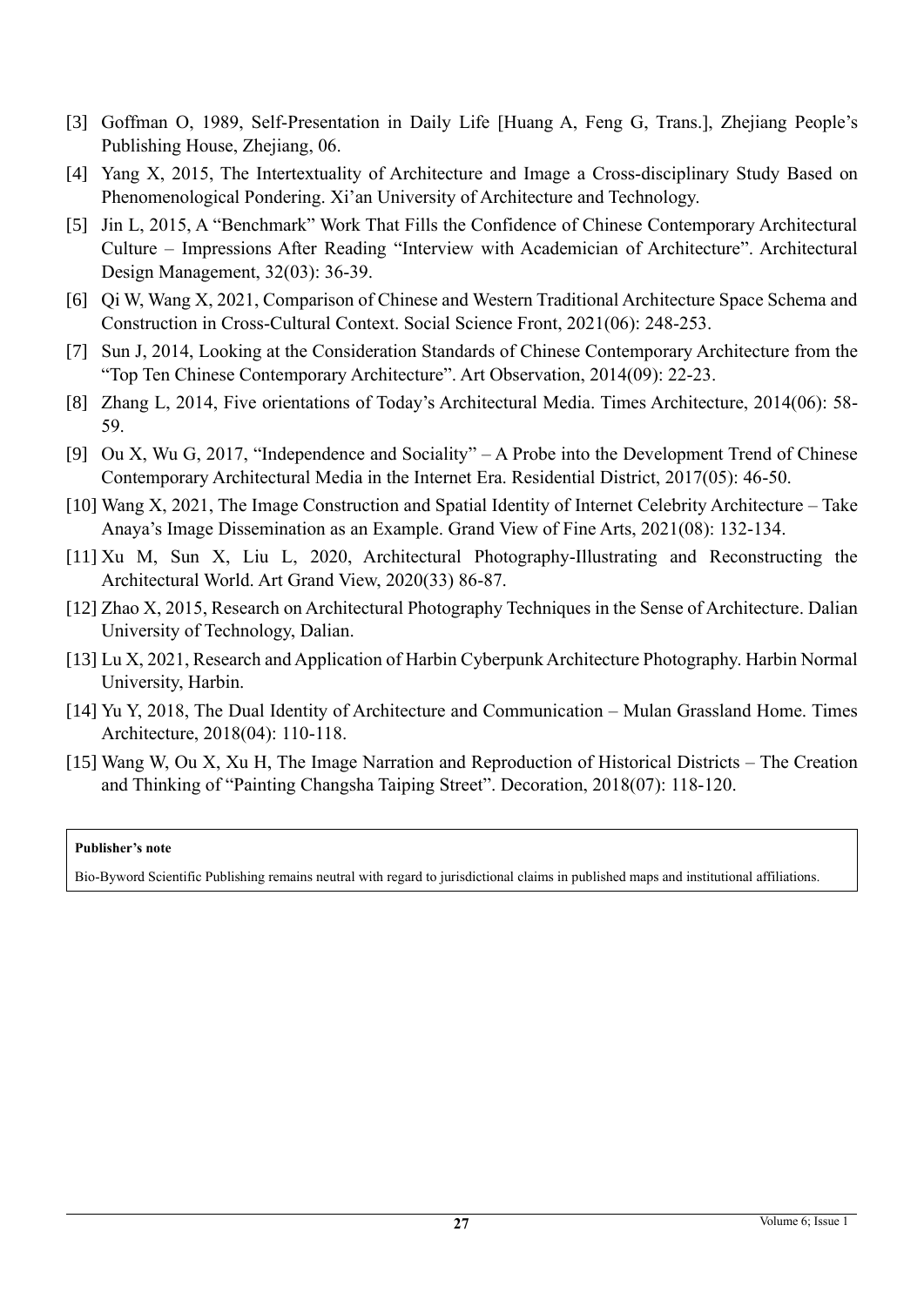[3] Goffman O, 1989, Self-Presentation in Daily Life [Huang A, Feng G, Trans.], Zhejiang People's Publishing House, Zhejiang, 06.

[4] Yang X, 2015, The Intertextuality of Architecture and Image a Cross-disciplinary Study Based on Phenomenological Pondering. Xi'an University of Architecture and Technology.

[5] Jin L, 2015, A "Benchmark" Work That Fills the Confidence of Chinese Contemporary Architectural Culture – Impressions After Reading "Interview with Academician of Architecture". Architectural Design Management, 32(03): 36-39.

[6] Qi W, Wang X, 2021, Comparison of Chinese and Western Traditional Architecture Space Schema and Construction in Cross-Cultural Context. Social Science Front, 2021(06): 248-253.

[7] Sun J, 2014, Looking at the Consideration Standards of Chinese Contemporary Architecture from the "Top Ten Chinese Contemporary Architecture". Art Observation, 2014(09): 22-23.

[8] Zhang L, 2014, Five orientations of Today's Architectural Media. Times Architecture, 2014(06): 58-59.

[9] Ou X, Wu G, 2017, "Independence and Sociality" – A Probe into the Development Trend of Chinese Contemporary Architectural Media in the Internet Era. Residential District, 2017(05): 46-50.

[10] Wang X, 2021, The Image Construction and Spatial Identity of Internet Celebrity Architecture – Take Anaya's Image Dissemination as an Example. Grand View of Fine Arts, 2021(08): 132-134.

[11] Xu M, Sun X, Liu L, 2020, Architectural Photography-Illustrating and Reconstructing the Architectural World. Art Grand View, 2020(33) 86-87.

[12] Zhao X, 2015, Research on Architectural Photography Techniques in the Sense of Architecture. Dalian University of Technology, Dalian.

[13] Lu X, 2021, Research and Application of Harbin Cyberpunk Architecture Photography. Harbin Normal University, Harbin.

[14] Yu Y, 2018, The Dual Identity of Architecture and Communication – Mulan Grassland Home. Times Architecture, 2018(04): 110-118.

[15] Wang W, Ou X, Xu H, The Image Narration and Reproduction of Historical Districts – The Creation and Thinking of "Painting Changsha Taiping Street". Decoration, 2018(07): 118-120.

**Publisher's note**

Bio-Byword Scientific Publishing remains neutral with regard to jurisdictional claims in published maps and institutional affiliations.